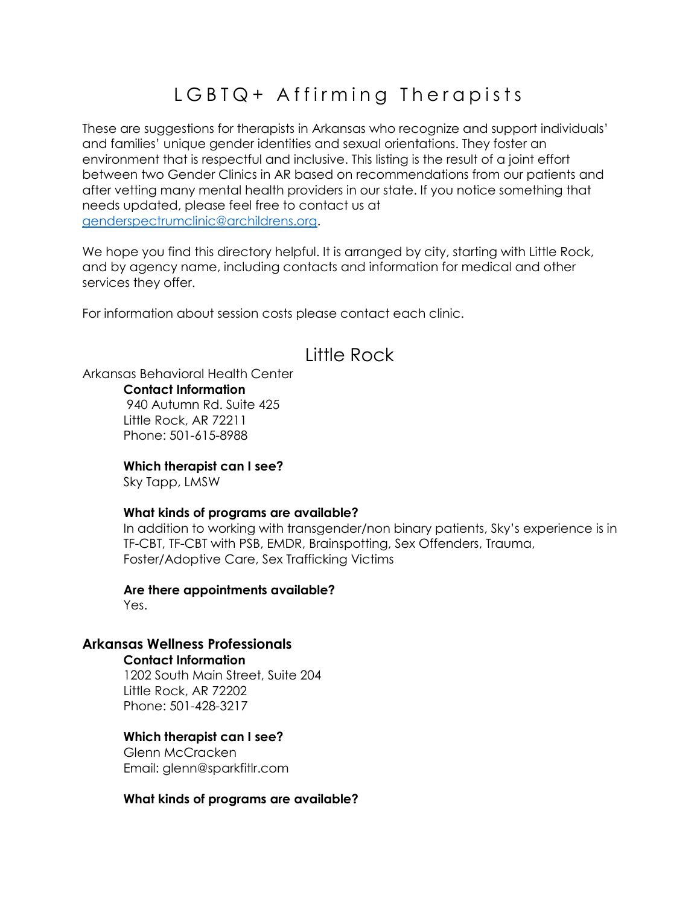# LGBTQ+ Affirming Therapists

These are suggestions for therapists in Arkansas who recognize and support individuals' and families' unique gender identities and sexual orientations. They foster an environment that is respectful and inclusive. This listing is the result of a joint effort between two Gender Clinics in AR based on recommendations from our patients and after vetting many mental health providers in our state. If you notice something that needs updated, please feel free to contact us at [genderspectrumclinic@archildrens.org](mailto:genderspectrumclinic@archildrens.org).

We hope you find this directory helpful. It is arranged by city, starting with Little Rock, and by agency name, including contacts and information for medical and other services they offer.

For information about session costs please contact each clinic.

## Little Rock

Arkansas Behavioral Health Center

**Contact Information**
940 Autumn Rd. Suite 425
Little Rock, AR 72211
Phone: 501-615-8988

**Which therapist can I see?**
Sky Tapp, LMSW

**What kinds of programs are available?**
In addition to working with transgender/non binary patients, Sky's experience is in TF-CBT, TF-CBT with PSB, EMDR, Brainspotting, Sex Offenders, Trauma, Foster/Adoptive Care, Sex Trafficking Victims

**Are there appointments available?**
Yes.

### Arkansas Wellness Professionals

**Contact Information**
1202 South Main Street, Suite 204
Little Rock, AR 72202
Phone: 501-428-3217

**Which therapist can I see?**
Glenn McCracken
Email: glenn@sparkfitlr.com

**What kinds of programs are available?**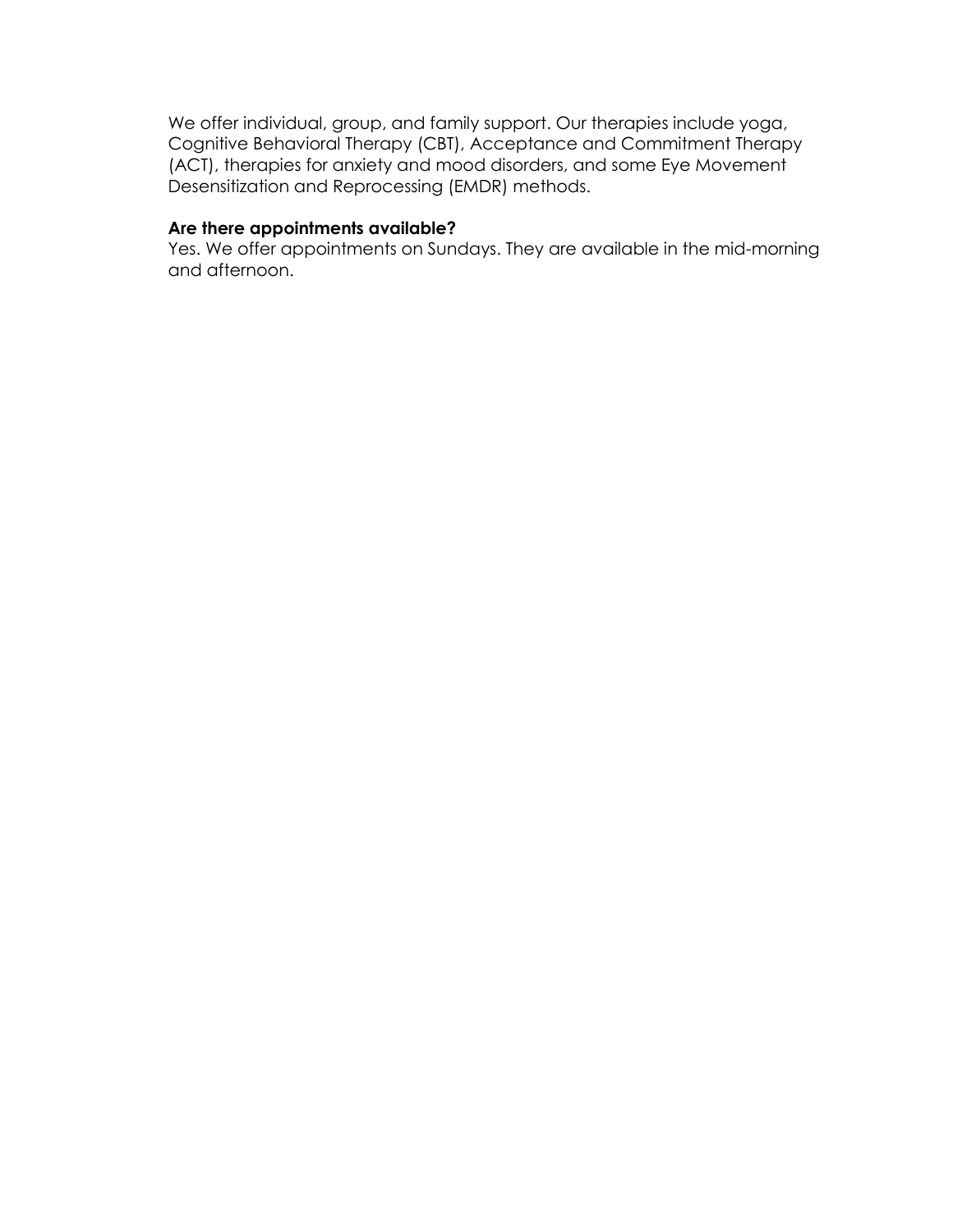We offer individual, group, and family support. Our therapies include yoga, Cognitive Behavioral Therapy (CBT), Acceptance and Commitment Therapy (ACT), therapies for anxiety and mood disorders, and some Eye Movement Desensitization and Reprocessing (EMDR) methods.

**Are there appointments available?**

Yes. We offer appointments on Sundays. They are available in the mid-morning and afternoon.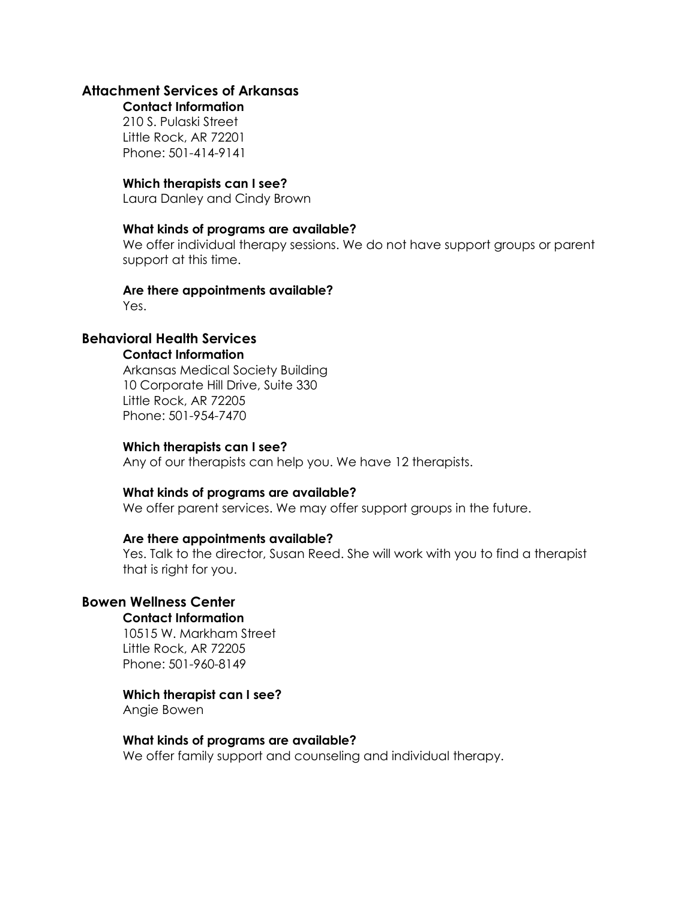## Attachment Services of Arkansas

### Contact Information

210 S. Pulaski Street
Little Rock, AR 72201
Phone: 501-414-9141

### Which therapists can I see?

Laura Danley and Cindy Brown

### What kinds of programs are available?

We offer individual therapy sessions. We do not have support groups or parent support at this time.

### Are there appointments available?

Yes.

## Behavioral Health Services

### Contact Information

Arkansas Medical Society Building
10 Corporate Hill Drive, Suite 330
Little Rock, AR 72205
Phone: 501-954-7470

### Which therapists can I see?

Any of our therapists can help you. We have 12 therapists.

### What kinds of programs are available?

We offer parent services. We may offer support groups in the future.

### Are there appointments available?

Yes. Talk to the director, Susan Reed. She will work with you to find a therapist that is right for you.

## Bowen Wellness Center

### Contact Information

10515 W. Markham Street
Little Rock, AR 72205
Phone: 501-960-8149

### Which therapist can I see?

Angie Bowen

### What kinds of programs are available?

We offer family support and counseling and individual therapy.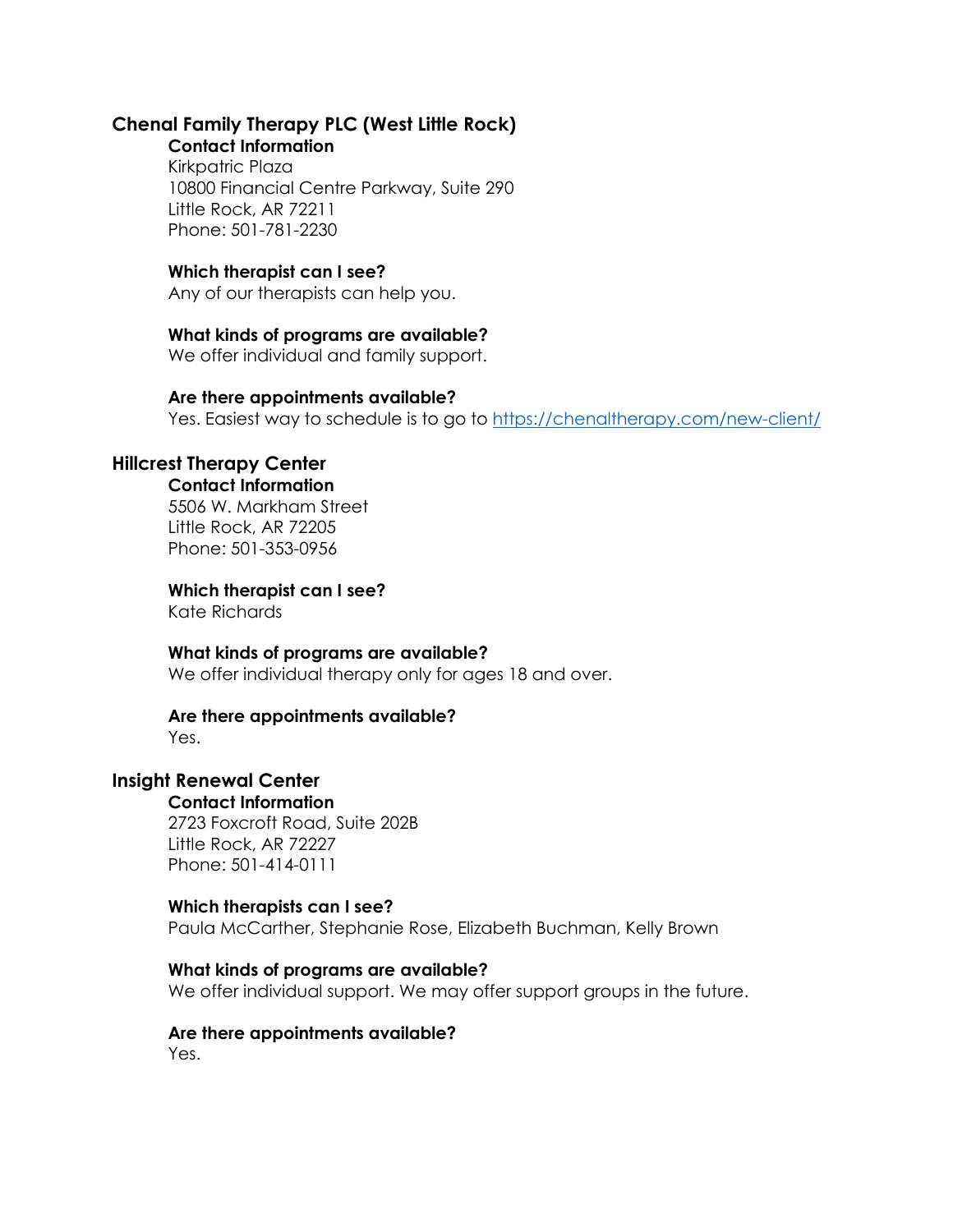## Chenal Family Therapy PLC (West Little Rock)

**Contact Information**
Kirkpatric Plaza
10800 Financial Centre Parkway, Suite 290
Little Rock, AR 72211
Phone: 501-781-2230

**Which therapist can I see?**
Any of our therapists can help you.

**What kinds of programs are available?**
We offer individual and family support.

**Are there appointments available?**
Yes. Easiest way to schedule is to go to https://chenaltherapy.com/new-client/

## Hillcrest Therapy Center

**Contact Information**
5506 W. Markham Street
Little Rock, AR 72205
Phone: 501-353-0956

**Which therapist can I see?**
Kate Richards

**What kinds of programs are available?**
We offer individual therapy only for ages 18 and over.

**Are there appointments available?**
Yes.

## Insight Renewal Center

**Contact Information**
2723 Foxcroft Road, Suite 202B
Little Rock, AR 72227
Phone: 501-414-0111

**Which therapists can I see?**
Paula McCarther, Stephanie Rose, Elizabeth Buchman, Kelly Brown

**What kinds of programs are available?**
We offer individual support. We may offer support groups in the future.

**Are there appointments available?**
Yes.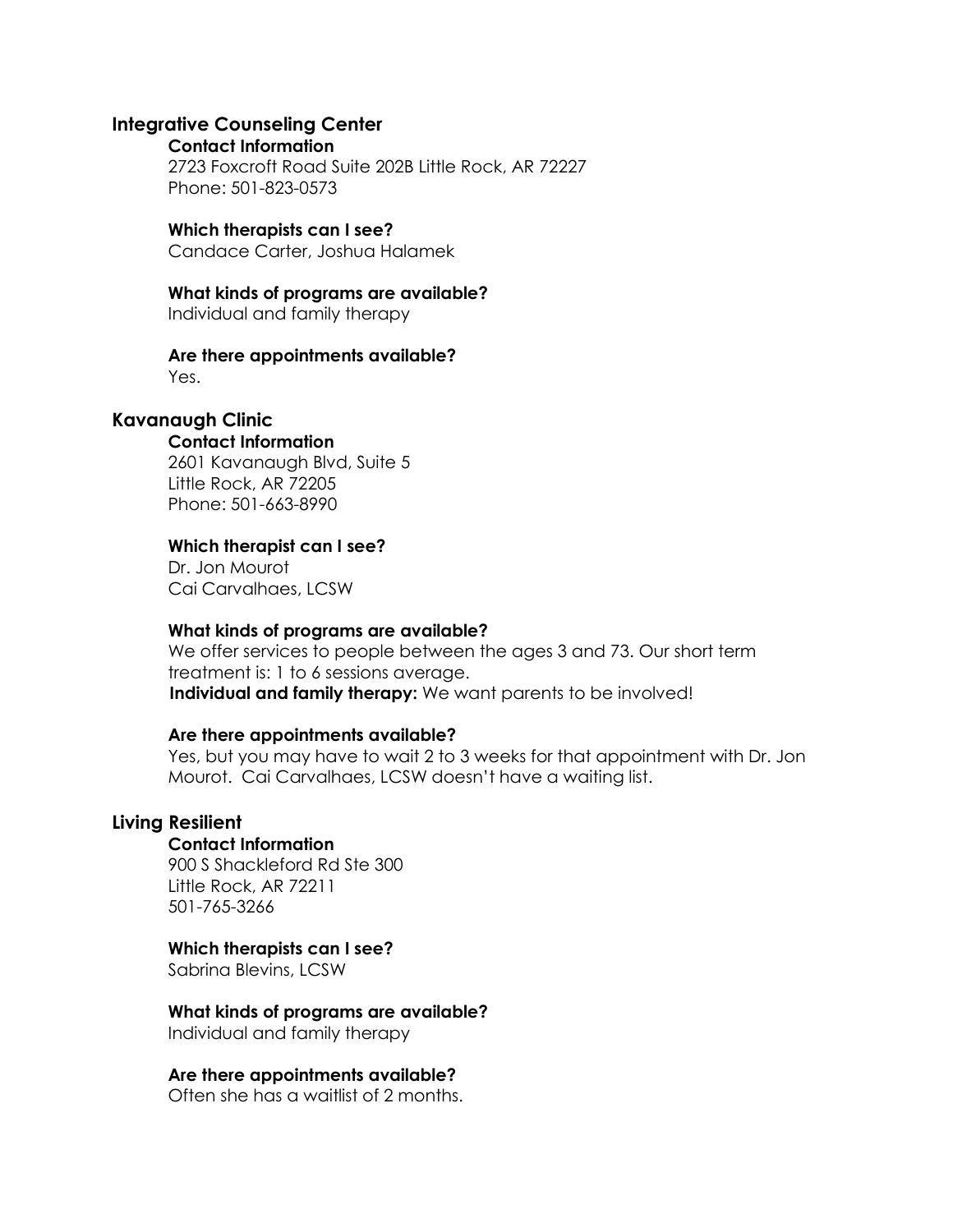## Integrative Counseling Center

**Contact Information**

2723 Foxcroft Road Suite 202B Little Rock, AR 72227
Phone: 501-823-0573

**Which therapists can I see?**

Candace Carter, Joshua Halamek

**What kinds of programs are available?**

Individual and family therapy

**Are there appointments available?**

Yes.

## Kavanaugh Clinic

**Contact Information**

2601 Kavanaugh Blvd, Suite 5
Little Rock, AR 72205
Phone: 501-663-8990

**Which therapist can I see?**

Dr. Jon Mourot
Cai Carvalhaes, LCSW

**What kinds of programs are available?**

We offer services to people between the ages 3 and 73. Our short term treatment is: 1 to 6 sessions average.
**Individual and family therapy:** We want parents to be involved!

**Are there appointments available?**

Yes, but you may have to wait 2 to 3 weeks for that appointment with Dr. Jon Mourot. Cai Carvalhaes, LCSW doesn't have a waiting list.

## Living Resilient

**Contact Information**

900 S Shackleford Rd Ste 300
Little Rock, AR 72211
501-765-3266

**Which therapists can I see?**

Sabrina Blevins, LCSW

**What kinds of programs are available?**

Individual and family therapy

**Are there appointments available?**

Often she has a waitlist of 2 months.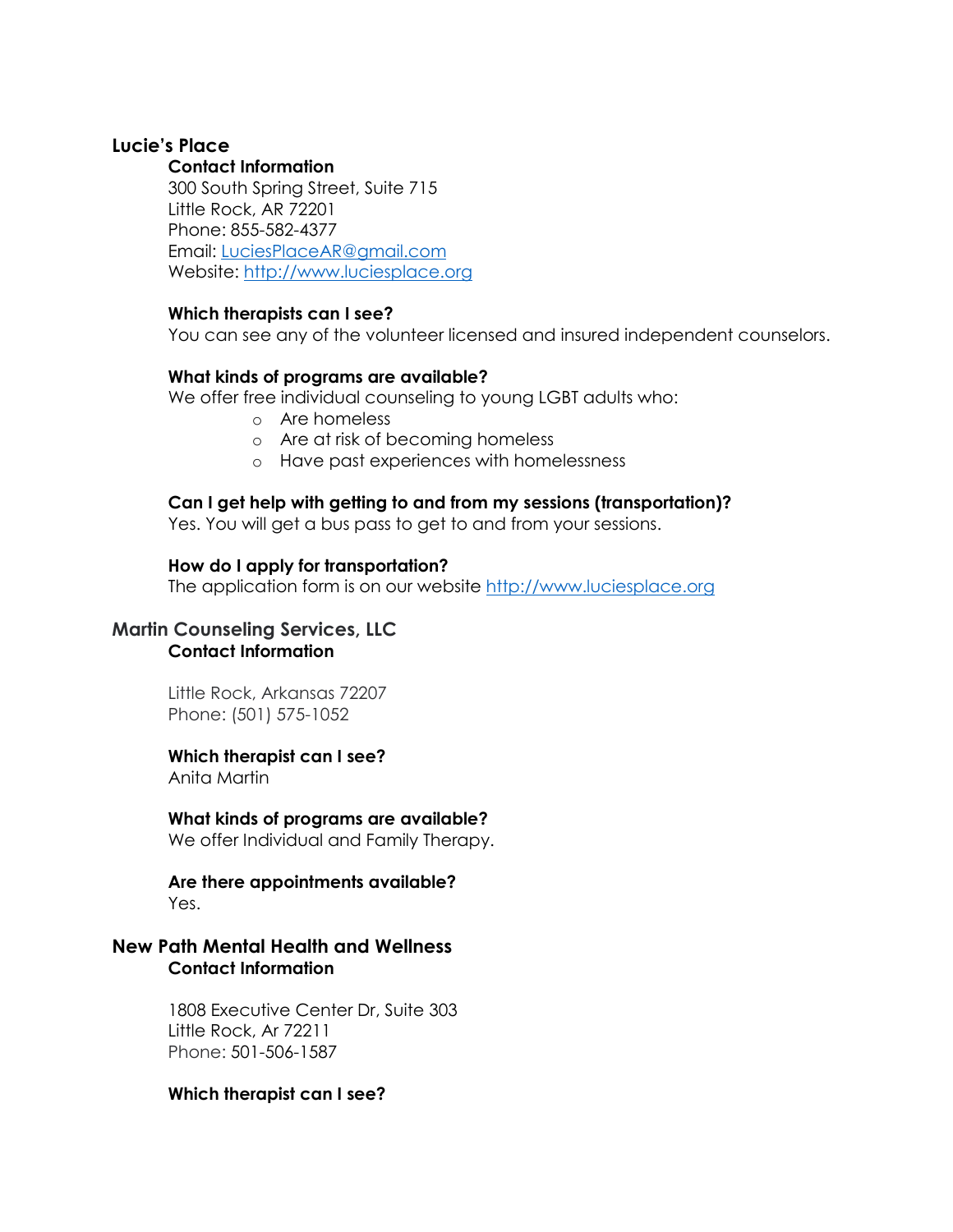## Lucie's Place

**Contact Information**

300 South Spring Street, Suite 715
Little Rock, AR 72201
Phone: 855-582-4377
Email: LuciesPlaceAR@gmail.com
Website: http://www.luciesplace.org

**Which therapists can I see?**

You can see any of the volunteer licensed and insured independent counselors.

**What kinds of programs are available?**

We offer free individual counseling to young LGBT adults who:

- Are homeless
- Are at risk of becoming homeless
- Have past experiences with homelessness

**Can I get help with getting to and from my sessions (transportation)?**

Yes. You will get a bus pass to get to and from your sessions.

**How do I apply for transportation?**

The application form is on our website http://www.luciesplace.org

## Martin Counseling Services, LLC

**Contact Information**

Little Rock, Arkansas 72207
Phone: (501) 575-1052

**Which therapist can I see?**

Anita Martin

**What kinds of programs are available?**

We offer Individual and Family Therapy.

**Are there appointments available?**

Yes.

## New Path Mental Health and Wellness

**Contact Information**

1808 Executive Center Dr, Suite 303
Little Rock, Ar 72211
Phone: 501-506-1587

**Which therapist can I see?**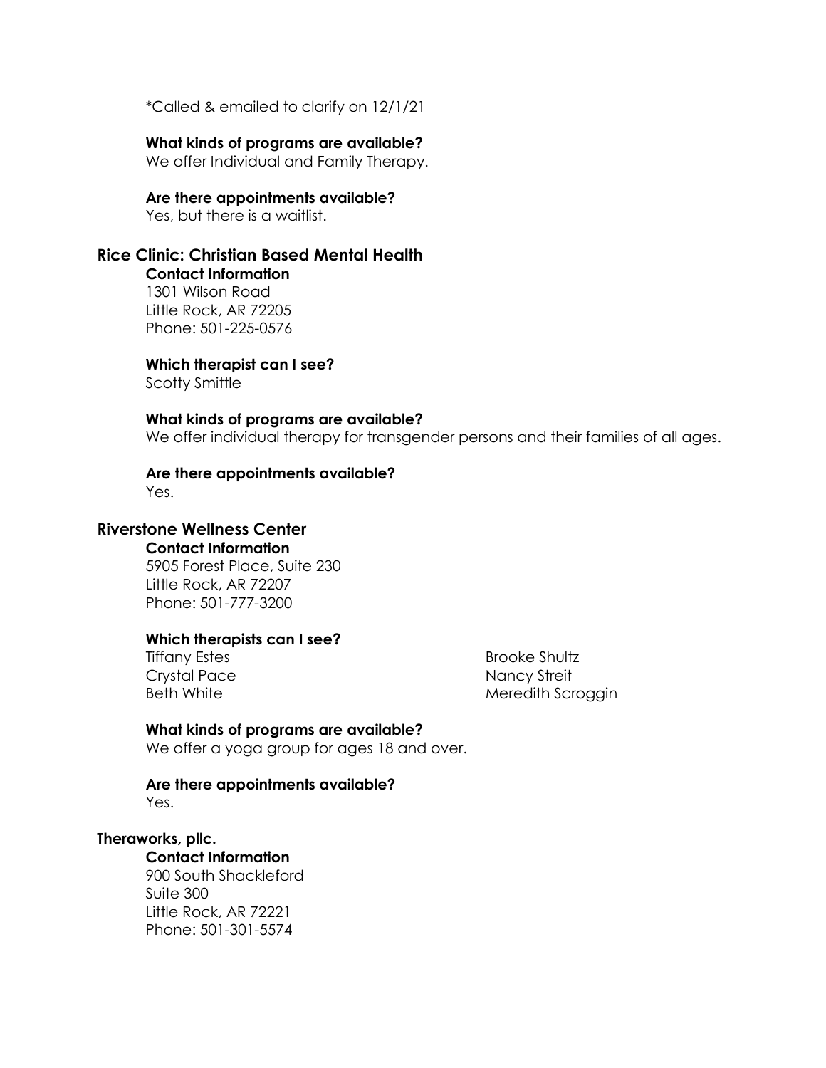*Called & emailed to clarify on 12/1/21

**What kinds of programs are available?**
We offer Individual and Family Therapy.

**Are there appointments available?**
Yes, but there is a waitlist.

## Rice Clinic: Christian Based Mental Health

**Contact Information**
1301 Wilson Road
Little Rock, AR 72205
Phone: 501-225-0576

**Which therapist can I see?**
Scotty Smittle

**What kinds of programs are available?**
We offer individual therapy for transgender persons and their families of all ages.

**Are there appointments available?**
Yes.

## Riverstone Wellness Center

**Contact Information**
5905 Forest Place, Suite 230
Little Rock, AR 72207
Phone: 501-777-3200

**Which therapists can I see?**
Tiffany Estes
Crystal Pace
Beth White
Brooke Shultz
Nancy Streit
Meredith Scroggin

**What kinds of programs are available?**
We offer a yoga group for ages 18 and over.

**Are there appointments available?**
Yes.

## Theraworks, pllc.

**Contact Information**
900 South Shackleford
Suite 300
Little Rock, AR 72221
Phone: 501-301-5574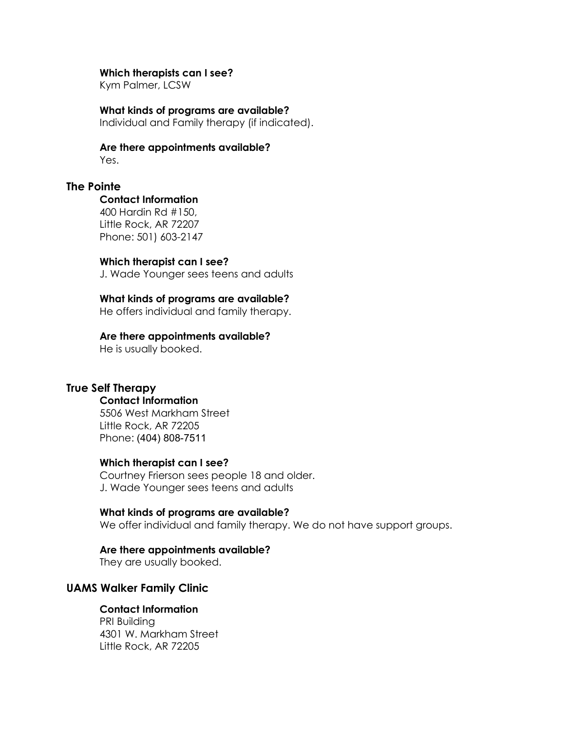**Which therapists can I see?**
Kym Palmer, LCSW

**What kinds of programs are available?**
Individual and Family therapy (if indicated).

**Are there appointments available?**
Yes.

## The Pointe

**Contact Information**
400 Hardin Rd #150,
Little Rock, AR 72207
Phone: 501) 603-2147

**Which therapist can I see?**
J. Wade Younger sees teens and adults

**What kinds of programs are available?**
He offers individual and family therapy.

**Are there appointments available?**
He is usually booked.

## True Self Therapy

**Contact Information**
5506 West Markham Street
Little Rock, AR 72205
Phone: (404) 808-7511

**Which therapist can I see?**
Courtney Frierson sees people 18 and older.
J. Wade Younger sees teens and adults

**What kinds of programs are available?**
We offer individual and family therapy. We do not have support groups.

**Are there appointments available?**
They are usually booked.

## UAMS Walker Family Clinic

**Contact Information**
PRI Building
4301 W. Markham Street
Little Rock, AR 72205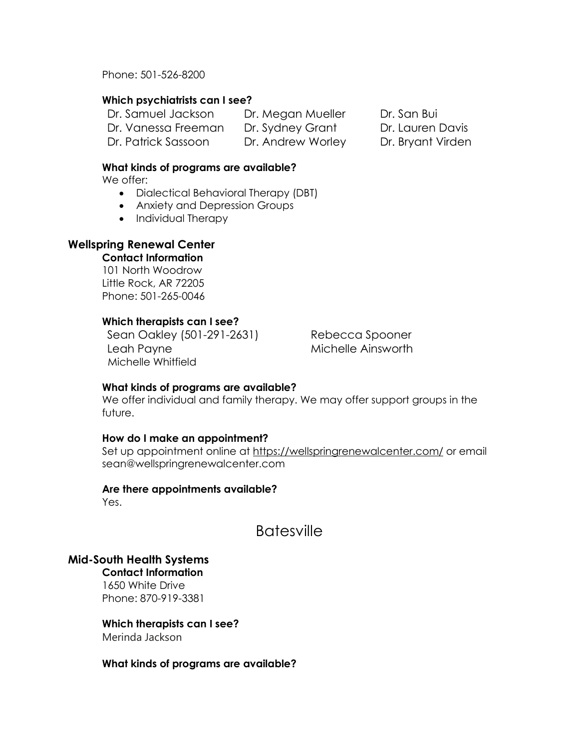Phone: 501-526-8200

**Which psychiatrists can I see?**

Dr. Samuel Jackson
Dr. Vanessa Freeman
Dr. Patrick Sassoon
Dr. Megan Mueller
Dr. Sydney Grant
Dr. Andrew Worley
Dr. San Bui
Dr. Lauren Davis
Dr. Bryant Virden

**What kinds of programs are available?**

We offer:

- Dialectical Behavioral Therapy (DBT)
- Anxiety and Depression Groups
- Individual Therapy

### Wellspring Renewal Center

**Contact Information**

101 North Woodrow
Little Rock, AR 72205
Phone: 501-265-0046

**Which therapists can I see?**

Sean Oakley (501-291-2631)
Leah Payne
Michelle Whitfield
Rebecca Spooner
Michelle Ainsworth

**What kinds of programs are available?**

We offer individual and family therapy. We may offer support groups in the future.

**How do I make an appointment?**

Set up appointment online at https://wellspringrenewalcenter.com/ or email sean@wellspringrenewalcenter.com

**Are there appointments available?**

Yes.

## Batesville

### Mid-South Health Systems

**Contact Information**

1650 White Drive
Phone: 870-919-3381

**Which therapists can I see?**

Merinda Jackson

**What kinds of programs are available?**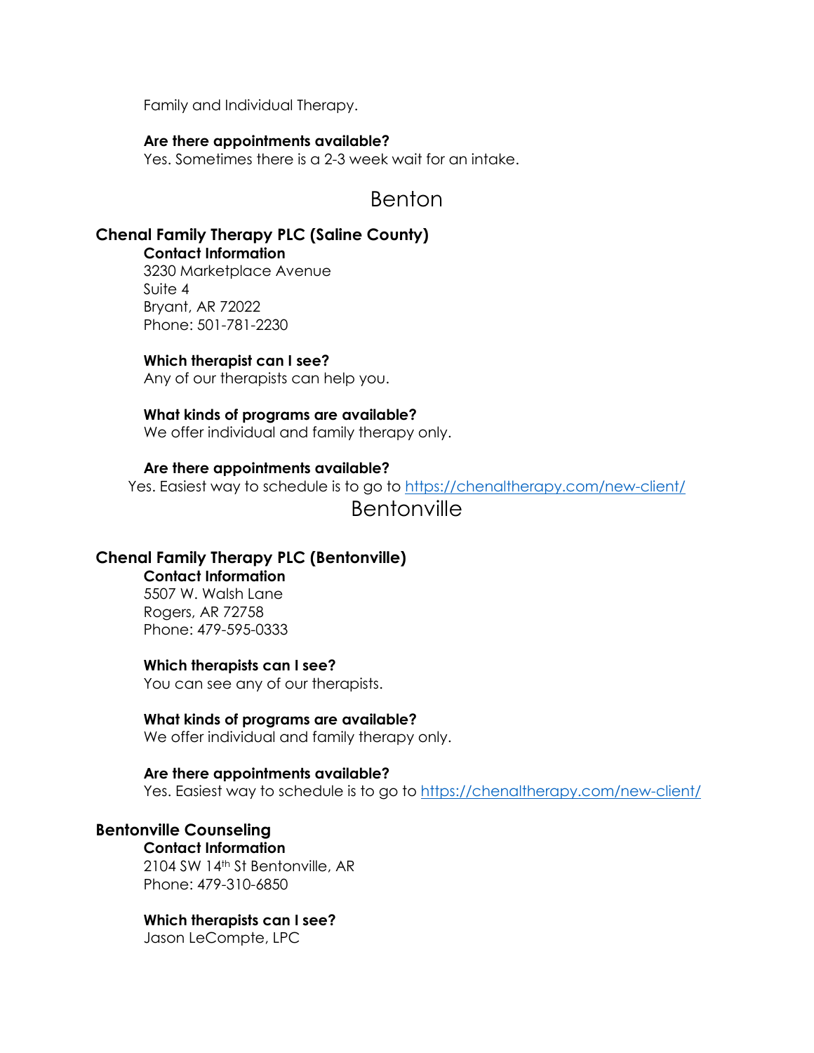Family and Individual Therapy.

**Are there appointments available?**
Yes. Sometimes there is a 2-3 week wait for an intake.

# Benton

## Chenal Family Therapy PLC (Saline County)

**Contact Information**
3230 Marketplace Avenue
Suite 4
Bryant, AR 72022
Phone: 501-781-2230

**Which therapist can I see?**
Any of our therapists can help you.

**What kinds of programs are available?**
We offer individual and family therapy only.

**Are there appointments available?**
Yes. Easiest way to schedule is to go to https://chenaltherapy.com/new-client/

# Bentonville

## Chenal Family Therapy PLC (Bentonville)

**Contact Information**
5507 W. Walsh Lane
Rogers, AR 72758
Phone: 479-595-0333

**Which therapists can I see?**
You can see any of our therapists.

**What kinds of programs are available?**
We offer individual and family therapy only.

**Are there appointments available?**
Yes. Easiest way to schedule is to go to https://chenaltherapy.com/new-client/

## Bentonville Counseling

**Contact Information**
2104 SW 14th St Bentonville, AR
Phone: 479-310-6850

**Which therapists can I see?**
Jason LeCompte, LPC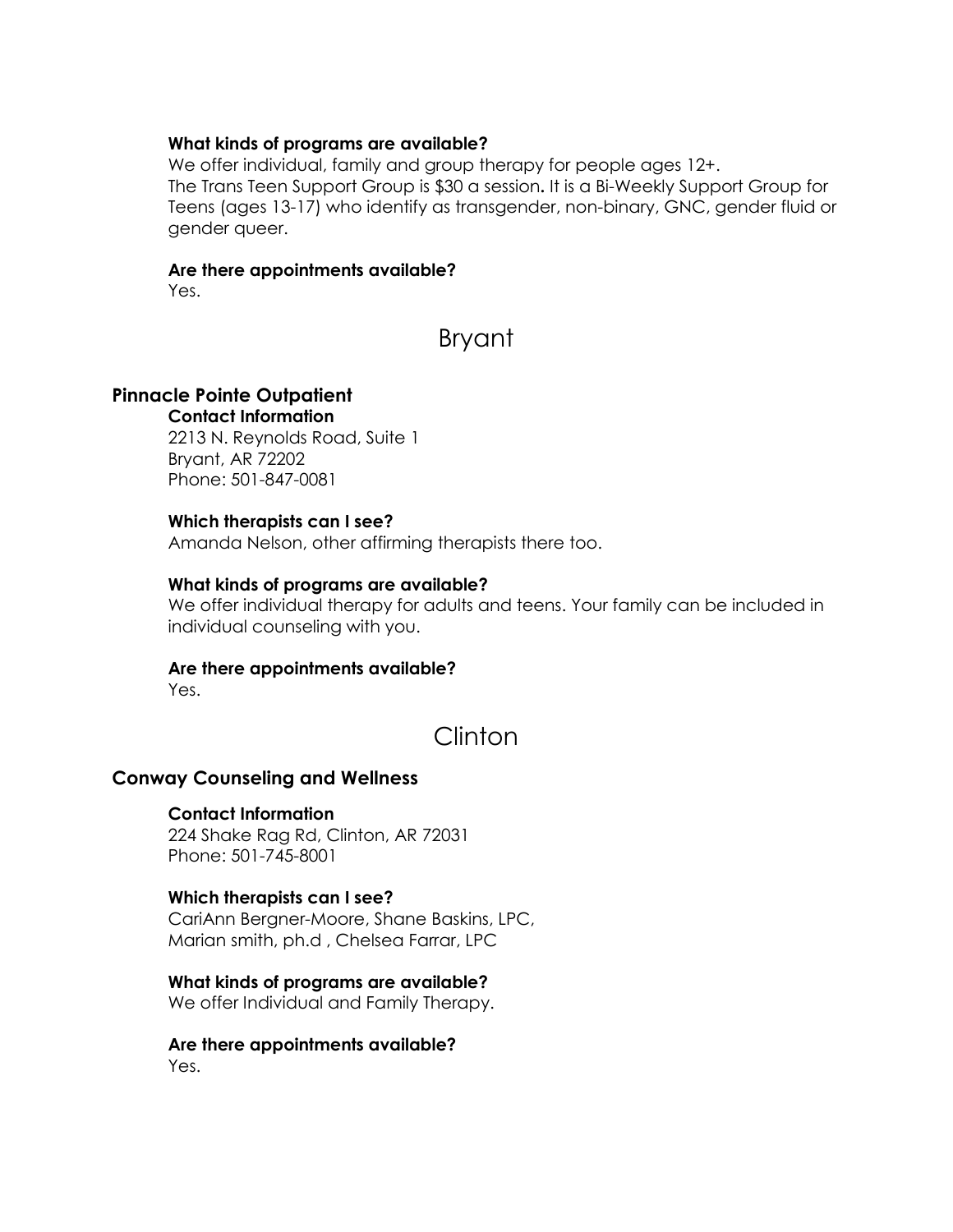**What kinds of programs are available?**
We offer individual, family and group therapy for people ages 12+.
The Trans Teen Support Group is $30 a session**.** It is a Bi-Weekly Support Group for Teens (ages 13-17) who identify as transgender, non-binary, GNC, gender fluid or gender queer.

**Are there appointments available?**
Yes.

## Bryant

### Pinnacle Pointe Outpatient

**Contact Information**
2213 N. Reynolds Road, Suite 1
Bryant, AR 72202
Phone: 501-847-0081

**Which therapists can I see?**
Amanda Nelson, other affirming therapists there too.

**What kinds of programs are available?**
We offer individual therapy for adults and teens. Your family can be included in individual counseling with you.

**Are there appointments available?**
Yes.

## Clinton

### Conway Counseling and Wellness

**Contact Information**
224 Shake Rag Rd, Clinton, AR 72031
Phone: 501-745-8001

**Which therapists can I see?**
CariAnn Bergner-Moore, Shane Baskins, LPC,
Marian smith, ph.d , Chelsea Farrar, LPC

**What kinds of programs are available?**
We offer Individual and Family Therapy.

**Are there appointments available?**
Yes.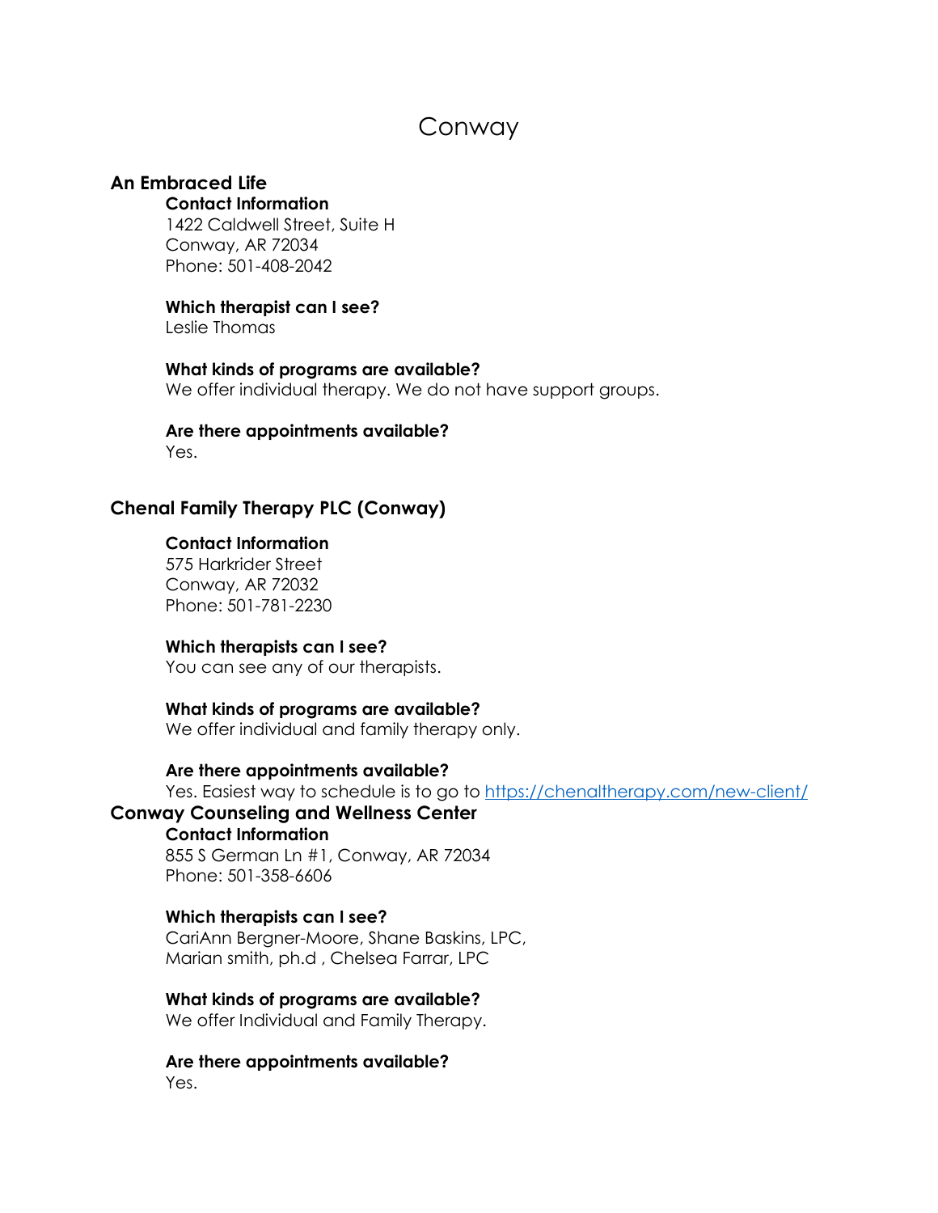# Conway

## An Embraced Life

**Contact Information**
1422 Caldwell Street, Suite H
Conway, AR 72034
Phone: 501-408-2042

**Which therapist can I see?**
Leslie Thomas

**What kinds of programs are available?**
We offer individual therapy. We do not have support groups.

**Are there appointments available?**
Yes.

## Chenal Family Therapy PLC (Conway)

**Contact Information**
575 Harkrider Street
Conway, AR 72032
Phone: 501-781-2230

**Which therapists can I see?**
You can see any of our therapists.

**What kinds of programs are available?**
We offer individual and family therapy only.

**Are there appointments available?**
Yes. Easiest way to schedule is to go to https://chenaltherapy.com/new-client/

## Conway Counseling and Wellness Center

**Contact Information**
855 S German Ln #1, Conway, AR 72034
Phone: 501-358-6606

**Which therapists can I see?**
CariAnn Bergner-Moore, Shane Baskins, LPC, Marian smith, ph.d , Chelsea Farrar, LPC

**What kinds of programs are available?**
We offer Individual and Family Therapy.

**Are there appointments available?**
Yes.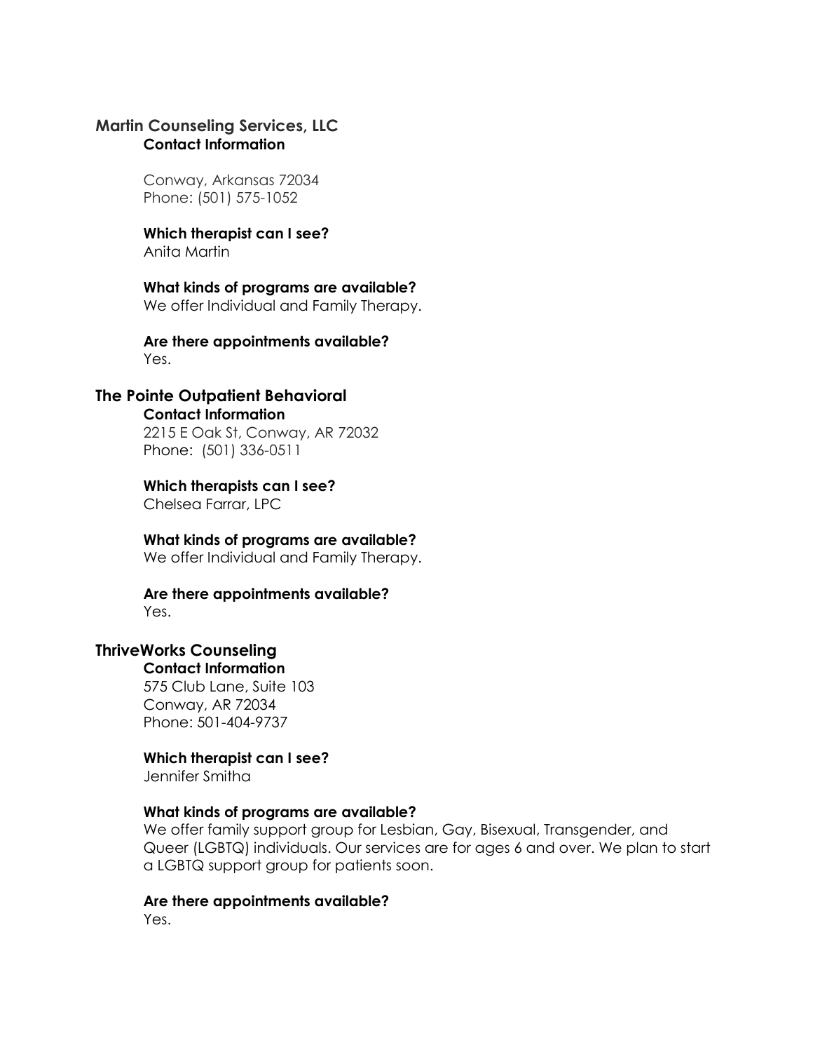## Martin Counseling Services, LLC

**Contact Information**

Conway, Arkansas 72034
Phone: (501) 575-1052

**Which therapist can I see?**
Anita Martin

**What kinds of programs are available?**
We offer Individual and Family Therapy.

**Are there appointments available?**
Yes.

## The Pointe Outpatient Behavioral

**Contact Information**
2215 E Oak St, Conway, AR 72032
Phone: (501) 336-0511

**Which therapists can I see?**
Chelsea Farrar, LPC

**What kinds of programs are available?**
We offer Individual and Family Therapy.

**Are there appointments available?**
Yes.

## ThriveWorks Counseling

**Contact Information**
575 Club Lane, Suite 103
Conway, AR 72034
Phone: 501-404-9737

**Which therapist can I see?**
Jennifer Smitha

**What kinds of programs are available?**
We offer family support group for Lesbian, Gay, Bisexual, Transgender, and Queer (LGBTQ) individuals. Our services are for ages 6 and over. We plan to start a LGBTQ support group for patients soon.

**Are there appointments available?**
Yes.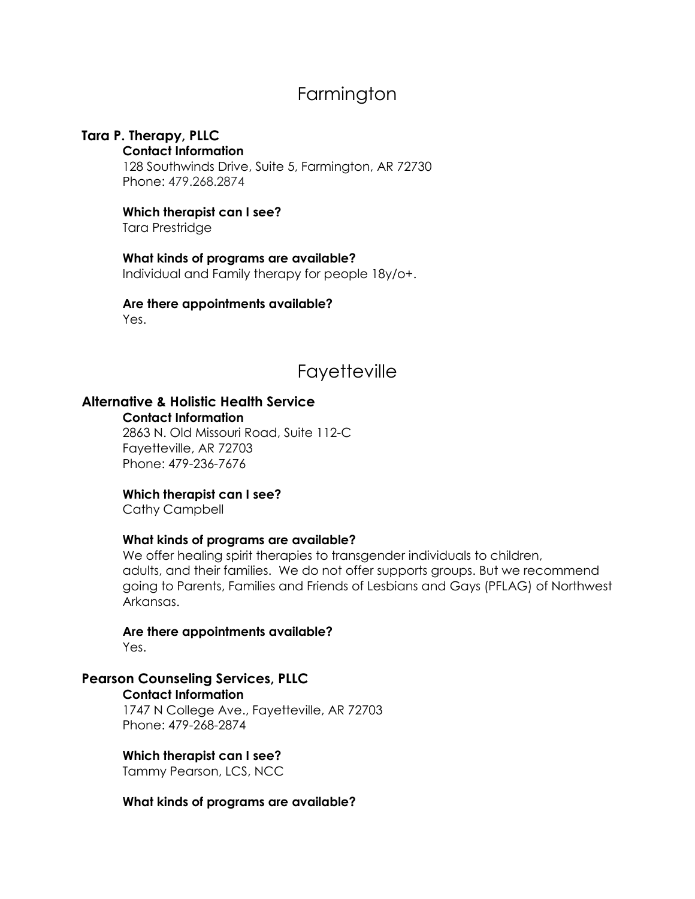# Farmington

## Tara P. Therapy, PLLC

**Contact Information**

128 Southwinds Drive, Suite 5, Farmington, AR 72730
Phone: 479.268.2874

**Which therapist can I see?**

Tara Prestridge

**What kinds of programs are available?**

Individual and Family therapy for people 18y/o+.

**Are there appointments available?**

Yes.

# Fayetteville

## Alternative & Holistic Health Service

**Contact Information**

2863 N. Old Missouri Road, Suite 112-C
Fayetteville, AR 72703
Phone: 479-236-7676

**Which therapist can I see?**

Cathy Campbell

**What kinds of programs are available?**

We offer healing spirit therapies to transgender individuals to children, adults, and their families. We do not offer supports groups. But we recommend going to Parents, Families and Friends of Lesbians and Gays (PFLAG) of Northwest Arkansas.

**Are there appointments available?**

Yes.

## Pearson Counseling Services, PLLC

**Contact Information**

1747 N College Ave., Fayetteville, AR 72703
Phone: 479-268-2874

**Which therapist can I see?**

Tammy Pearson, LCS, NCC

**What kinds of programs are available?**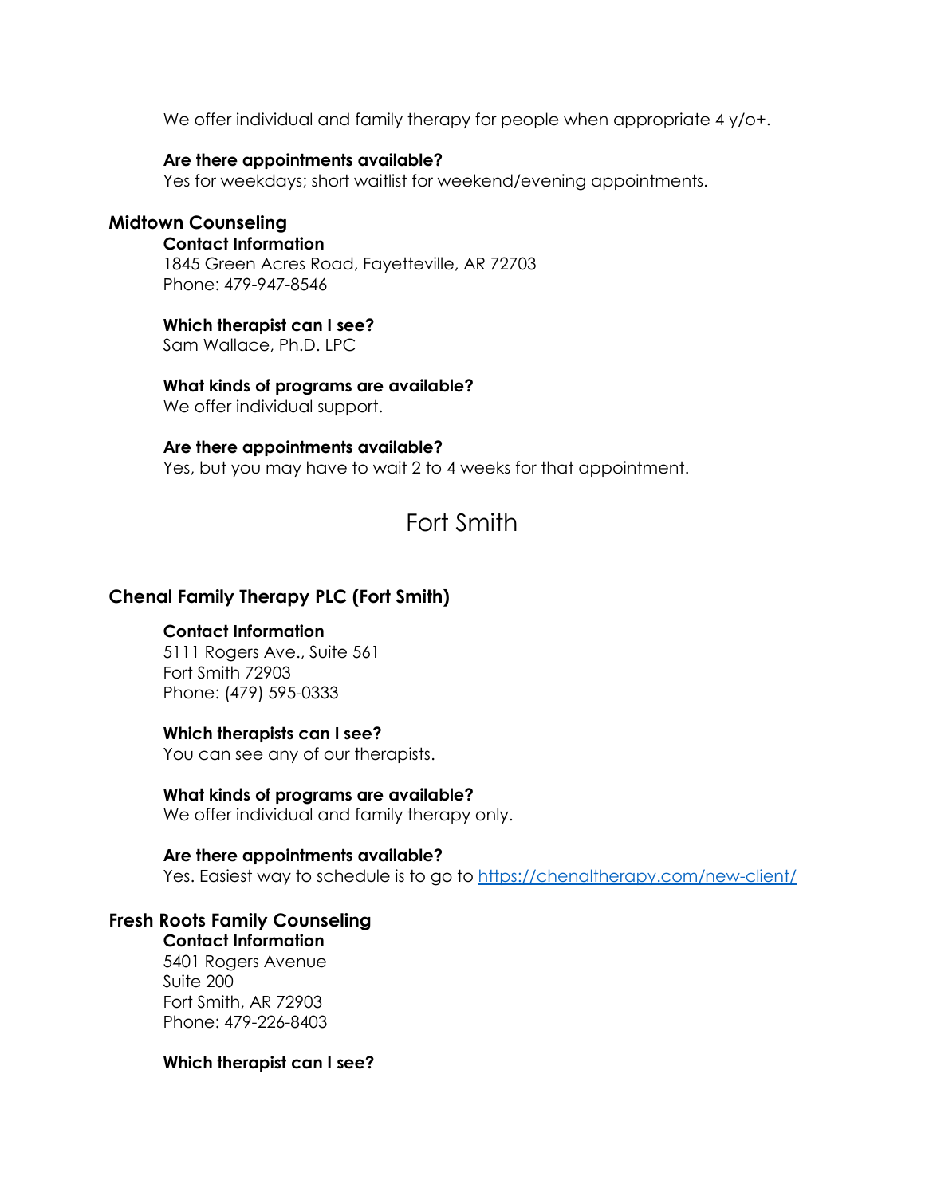We offer individual and family therapy for people when appropriate 4 y/o+.

**Are there appointments available?**
Yes for weekdays; short waitlist for weekend/evening appointments.

### Midtown Counseling

**Contact Information**
1845 Green Acres Road, Fayetteville, AR 72703
Phone: 479-947-8546

**Which therapist can I see?**
Sam Wallace, Ph.D. LPC

**What kinds of programs are available?**
We offer individual support.

**Are there appointments available?**
Yes, but you may have to wait 2 to 4 weeks for that appointment.

## Fort Smith

### Chenal Family Therapy PLC (Fort Smith)

**Contact Information**
5111 Rogers Ave., Suite 561
Fort Smith 72903
Phone: (479) 595-0333

**Which therapists can I see?**
You can see any of our therapists.

**What kinds of programs are available?**
We offer individual and family therapy only.

**Are there appointments available?**
Yes. Easiest way to schedule is to go to [https://chenaltherapy.com/new-client/](https://chenaltherapy.com/new-client/)

### Fresh Roots Family Counseling

**Contact Information**
5401 Rogers Avenue
Suite 200
Fort Smith, AR 72903
Phone: 479-226-8403

**Which therapist can I see?**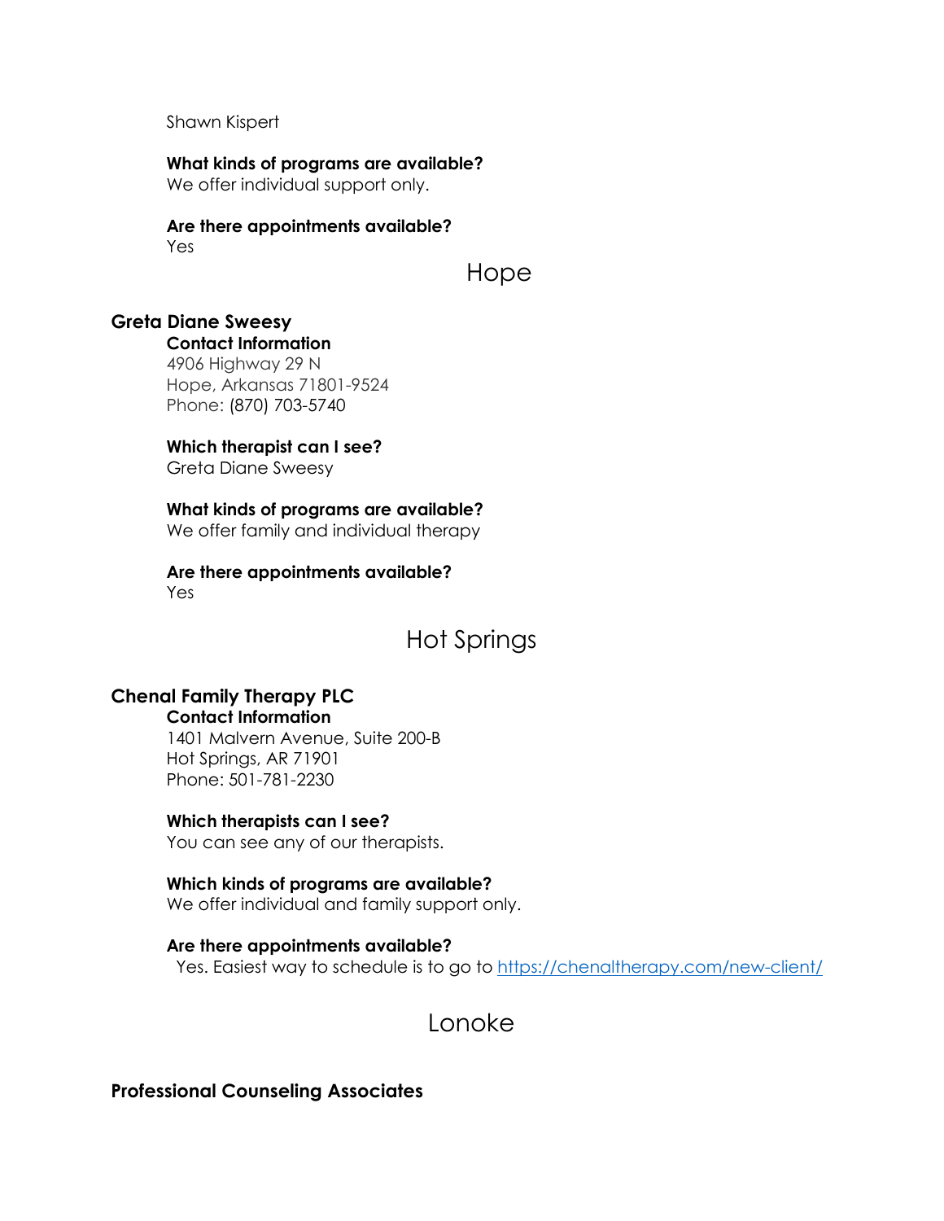Shawn Kispert

**What kinds of programs are available?**
We offer individual support only.

**Are there appointments available?**
Yes

## Hope

### Greta Diane Sweesy

**Contact Information**
4906 Highway 29 N
Hope, Arkansas 71801-9524
Phone: (870) 703-5740

**Which therapist can I see?**
Greta Diane Sweesy

**What kinds of programs are available?**
We offer family and individual therapy

**Are there appointments available?**
Yes

## Hot Springs

### Chenal Family Therapy PLC

**Contact Information**
1401 Malvern Avenue, Suite 200-B
Hot Springs, AR 71901
Phone: 501-781-2230

**Which therapists can I see?**
You can see any of our therapists.

**Which kinds of programs are available?**
We offer individual and family support only.

**Are there appointments available?**
Yes. Easiest way to schedule is to go to [https://chenaltherapy.com/new-client/](https://chenaltherapy.com/new-client/)

## Lonoke

### Professional Counseling Associates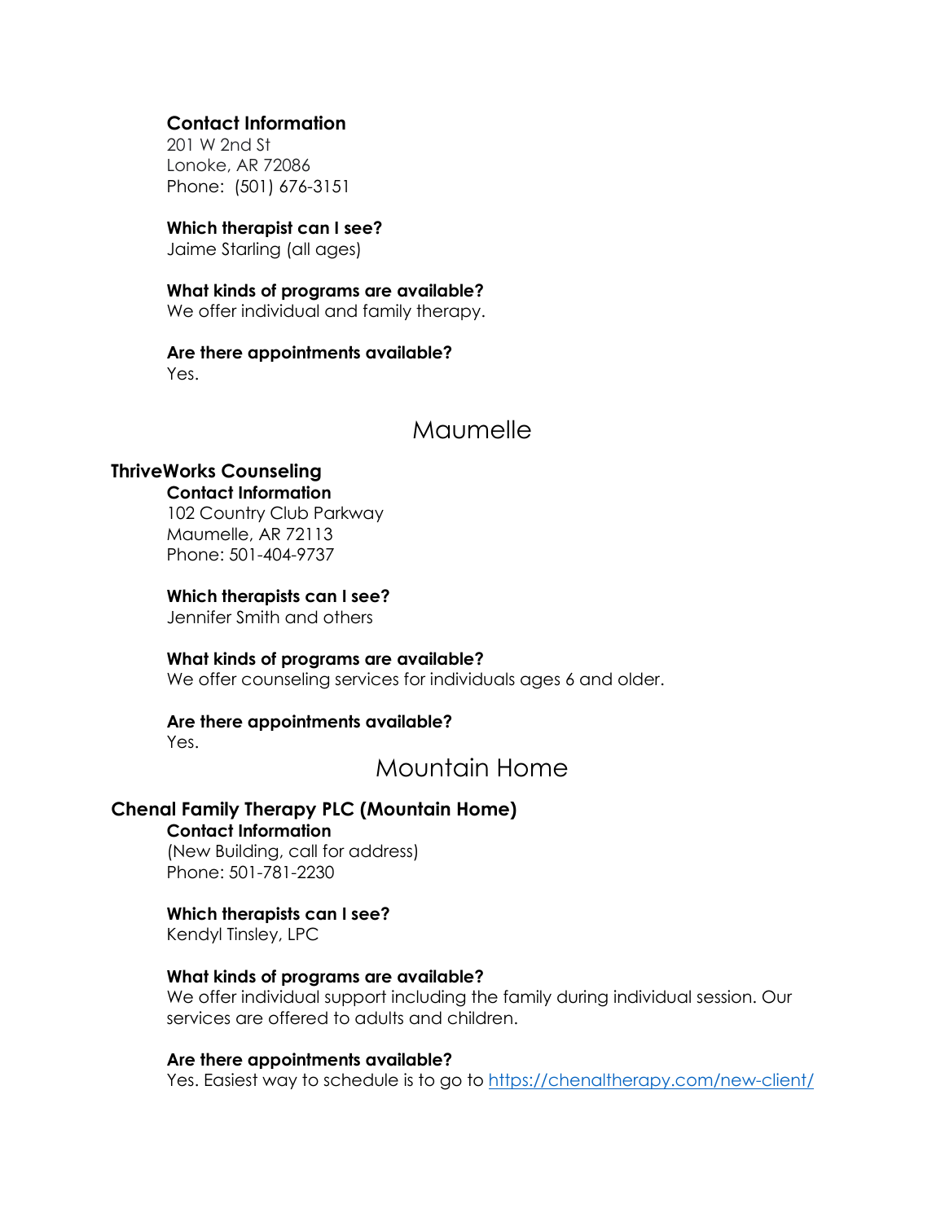**Contact Information**
201 W 2nd St
Lonoke, AR 72086
Phone: (501) 676-3151

**Which therapist can I see?**
Jaime Starling (all ages)

**What kinds of programs are available?**
We offer individual and family therapy.

**Are there appointments available?**
Yes.

## Maumelle

### ThriveWorks Counseling

**Contact Information**
102 Country Club Parkway
Maumelle, AR 72113
Phone: 501-404-9737

**Which therapists can I see?**
Jennifer Smith and others

**What kinds of programs are available?**
We offer counseling services for individuals ages 6 and older.

**Are there appointments available?**
Yes.

## Mountain Home

### Chenal Family Therapy PLC (Mountain Home)

**Contact Information**
(New Building, call for address)
Phone: 501-781-2230

**Which therapists can I see?**
Kendyl Tinsley, LPC

**What kinds of programs are available?**
We offer individual support including the family during individual session. Our services are offered to adults and children.

**Are there appointments available?**
Yes. Easiest way to schedule is to go to https://chenaltherapy.com/new-client/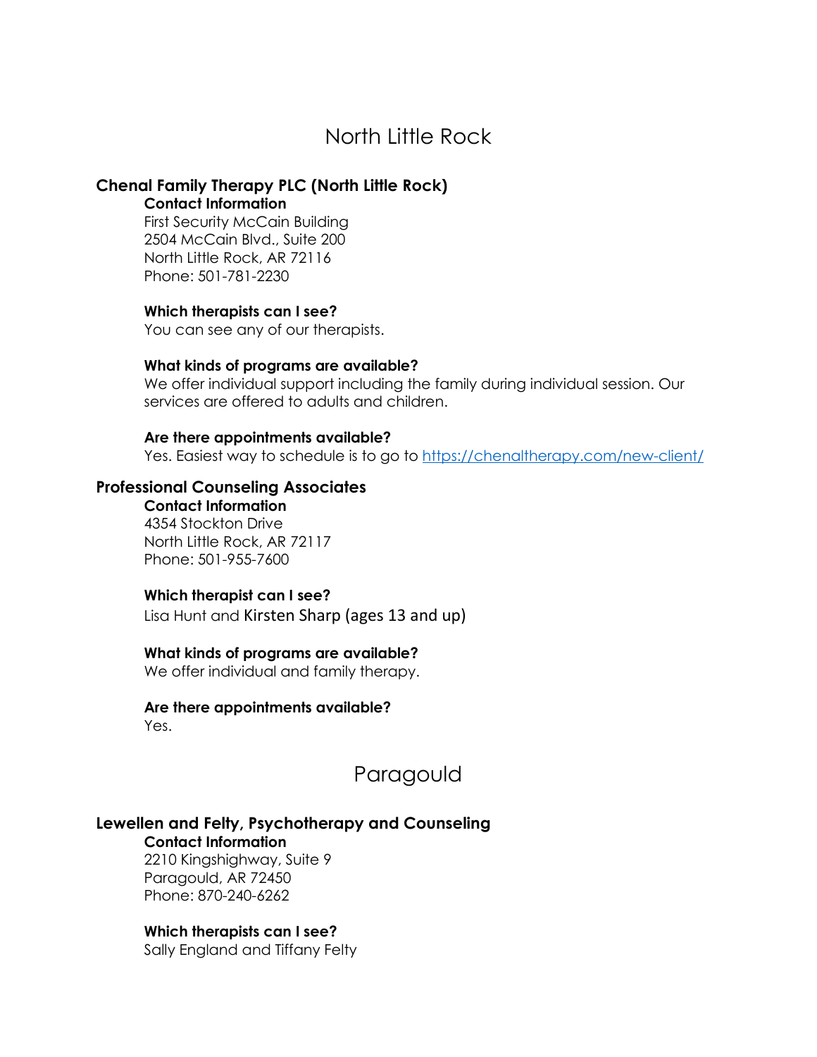# North Little Rock

## Chenal Family Therapy PLC (North Little Rock)

**Contact Information**
First Security McCain Building
2504 McCain Blvd., Suite 200
North Little Rock, AR 72116
Phone: 501-781-2230

**Which therapists can I see?**
You can see any of our therapists.

**What kinds of programs are available?**
We offer individual support including the family during individual session. Our services are offered to adults and children.

**Are there appointments available?**
Yes. Easiest way to schedule is to go to https://chenaltherapy.com/new-client/

## Professional Counseling Associates

**Contact Information**
4354 Stockton Drive
North Little Rock, AR 72117
Phone: 501-955-7600

**Which therapist can I see?**
Lisa Hunt and Kirsten Sharp (ages 13 and up)

**What kinds of programs are available?**
We offer individual and family therapy.

**Are there appointments available?**
Yes.

# Paragould

## Lewellen and Felty, Psychotherapy and Counseling

**Contact Information**
2210 Kingshighway, Suite 9
Paragould, AR 72450
Phone: 870-240-6262

**Which therapists can I see?**
Sally England and Tiffany Felty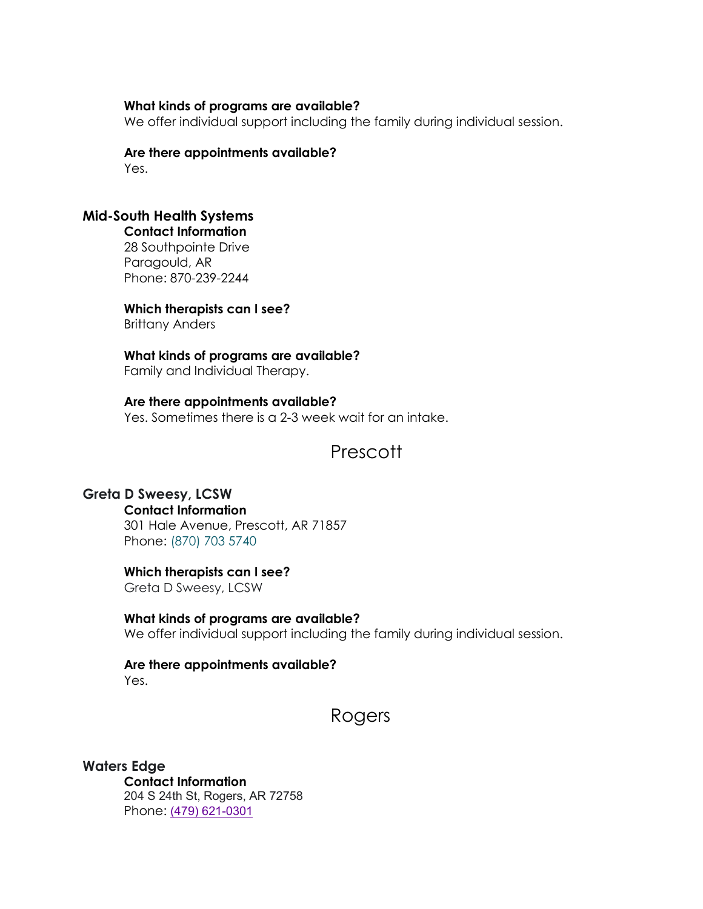**What kinds of programs are available?**
We offer individual support including the family during individual session.

**Are there appointments available?**
Yes.

### Mid-South Health Systems

**Contact Information**
28 Southpointe Drive
Paragould, AR
Phone: 870-239-2244

**Which therapists can I see?**
Brittany Anders

**What kinds of programs are available?**
Family and Individual Therapy.

**Are there appointments available?**
Yes. Sometimes there is a 2-3 week wait for an intake.

## Prescott

### Greta D Sweesy, LCSW

**Contact Information**
301 Hale Avenue, Prescott, AR 71857
Phone: (870) 703 5740

**Which therapists can I see?**
Greta D Sweesy, LCSW

**What kinds of programs are available?**
We offer individual support including the family during individual session.

**Are there appointments available?**
Yes.

## Rogers

### Waters Edge

**Contact Information**
204 S 24th St, Rogers, AR 72758
Phone: (479) 621-0301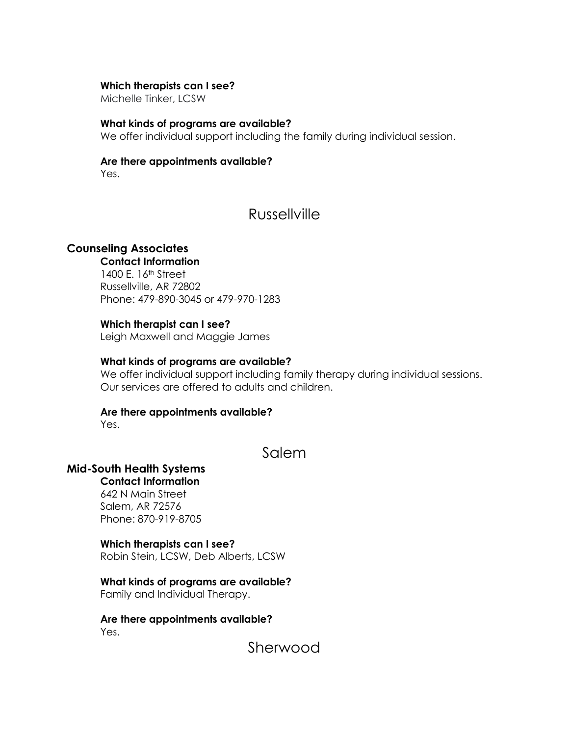**Which therapists can I see?**
Michelle Tinker, LCSW

**What kinds of programs are available?**
We offer individual support including the family during individual session.

**Are there appointments available?**
Yes.

## Russellville

### Counseling Associates

**Contact Information**
1400 E. 16th Street
Russellville, AR 72802
Phone: 479-890-3045 or 479-970-1283

**Which therapist can I see?**
Leigh Maxwell and Maggie James

**What kinds of programs are available?**
We offer individual support including family therapy during individual sessions. Our services are offered to adults and children.

**Are there appointments available?**
Yes.

## Salem

### Mid-South Health Systems

**Contact Information**
642 N Main Street
Salem, AR 72576
Phone: 870-919-8705

**Which therapists can I see?**
Robin Stein, LCSW, Deb Alberts, LCSW

**What kinds of programs are available?**
Family and Individual Therapy.

**Are there appointments available?**
Yes.

## Sherwood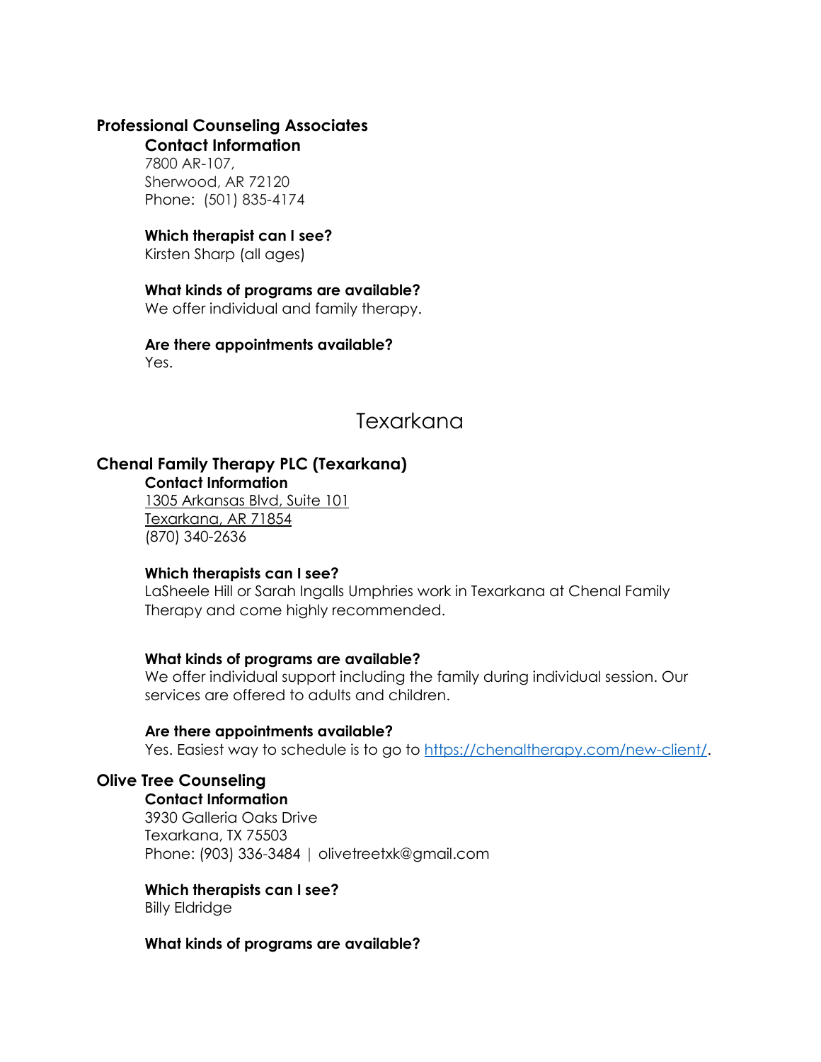### Professional Counseling Associates

**Contact Information**
7800 AR-107,
Sherwood, AR 72120
Phone: (501) 835-4174

**Which therapist can I see?**
Kirsten Sharp (all ages)

**What kinds of programs are available?**
We offer individual and family therapy.

**Are there appointments available?**
Yes.

## Texarkana

### Chenal Family Therapy PLC (Texarkana)

**Contact Information**
1305 Arkansas Blvd, Suite 101
Texarkana, AR 71854
(870) 340-2636

**Which therapists can I see?**
LaSheele Hill or Sarah Ingalls Umphries work in Texarkana at Chenal Family Therapy and come highly recommended.

**What kinds of programs are available?**
We offer individual support including the family during individual session. Our services are offered to adults and children.

**Are there appointments available?**
Yes. Easiest way to schedule is to go to https://chenaltherapy.com/new-client/.

### Olive Tree Counseling

**Contact Information**
3930 Galleria Oaks Drive
Texarkana, TX 75503
Phone: (903) 336-3484 | olivetreetxk@gmail.com

**Which therapists can I see?**
Billy Eldridge

**What kinds of programs are available?**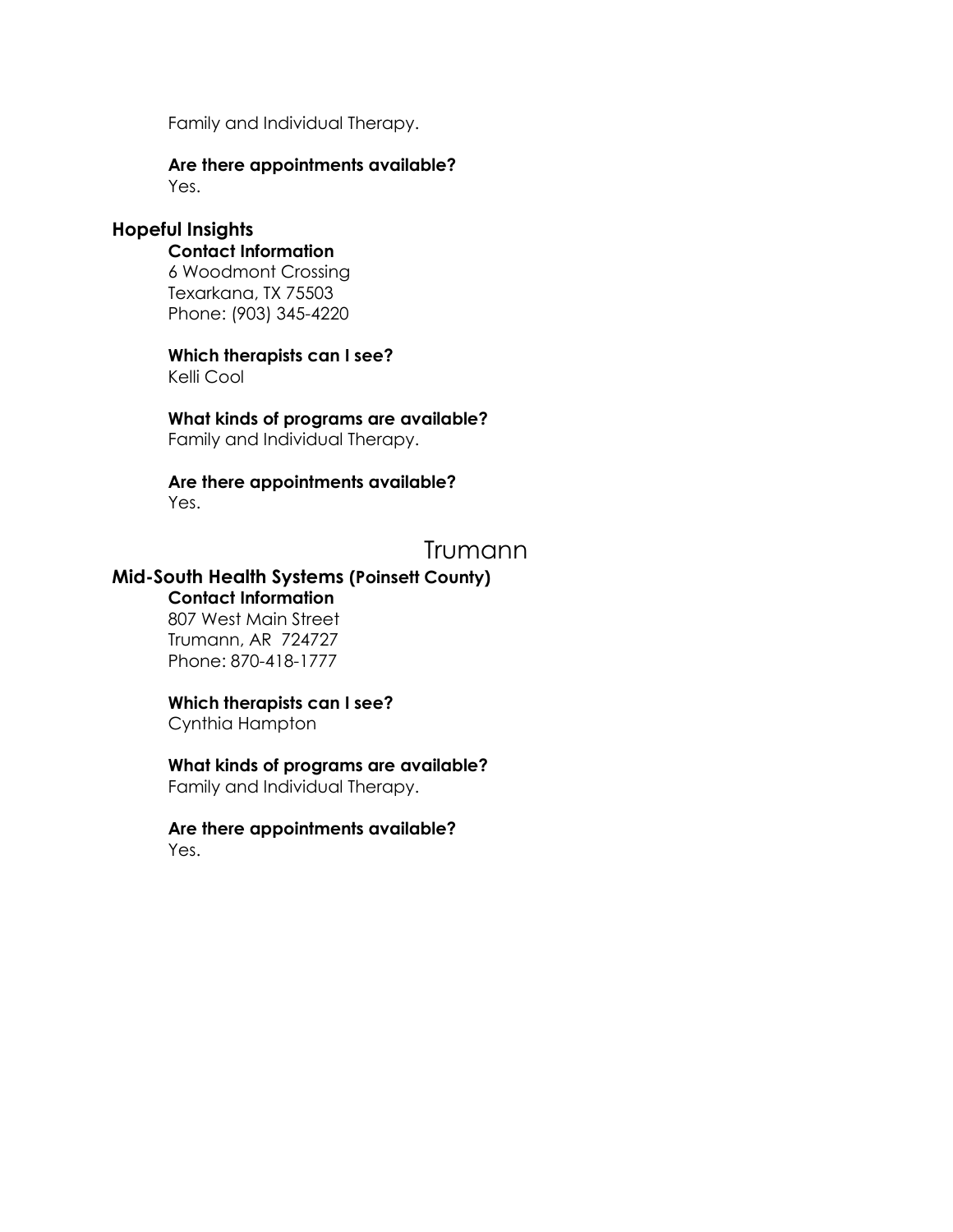Family and Individual Therapy.

**Are there appointments available?**
Yes.

### Hopeful Insights

**Contact Information**
6 Woodmont Crossing
Texarkana, TX 75503
Phone: (903) 345-4220

**Which therapists can I see?**
Kelli Cool

**What kinds of programs are available?**
Family and Individual Therapy.

**Are there appointments available?**
Yes.

## Trumann

### Mid-South Health Systems (Poinsett County)

**Contact Information**
807 West Main Street
Trumann, AR 724727
Phone: 870-418-1777

**Which therapists can I see?**
Cynthia Hampton

**What kinds of programs are available?**
Family and Individual Therapy.

**Are there appointments available?**
Yes.